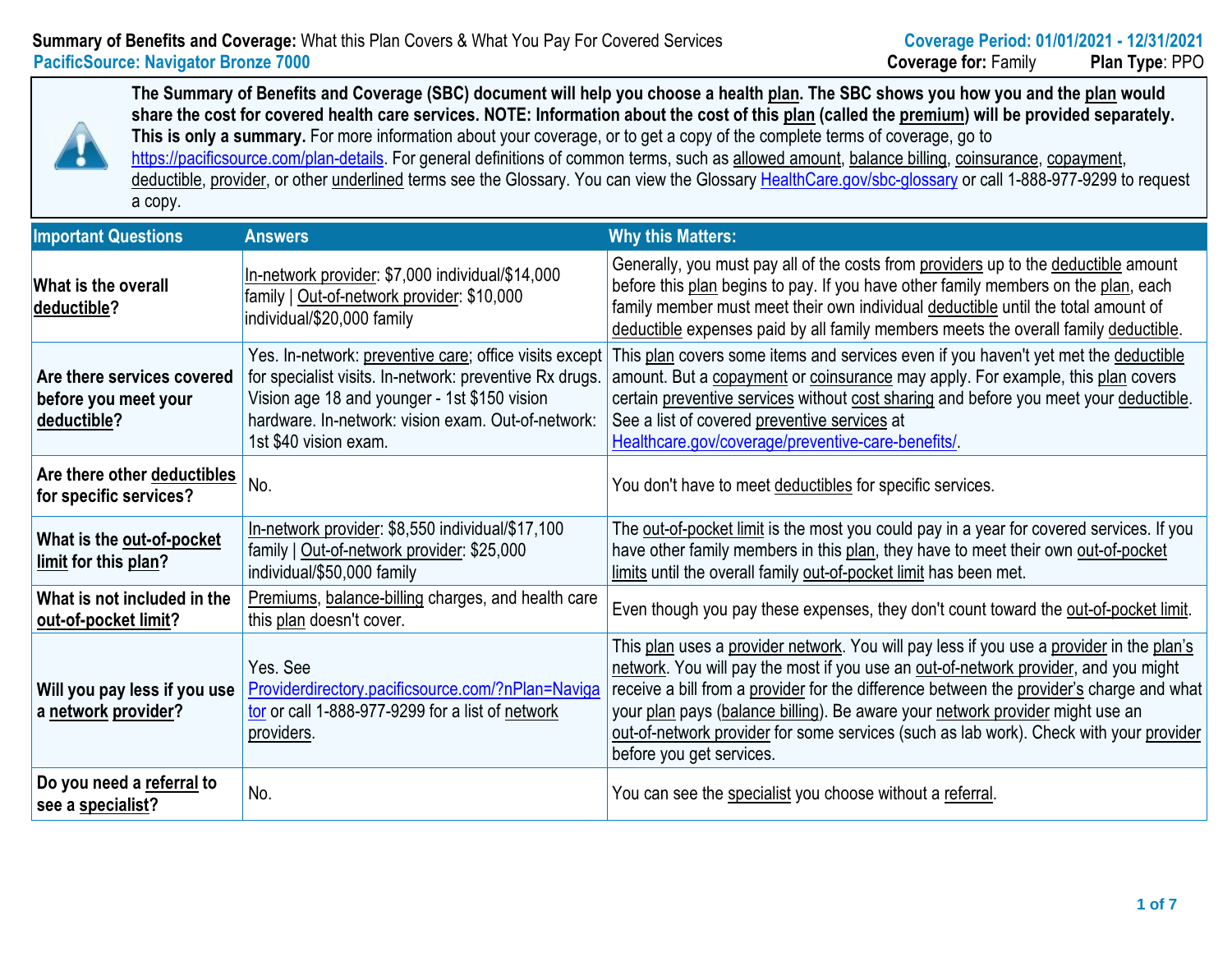**Summary of Benefits and Coverage:** What this Plan Covers & What You Pay For Covered Services

**PacificSource: Navigator Bronze 7000**

**Coverage Period: 01/01/2021 - 12/31/2021**

**Coverage for:** Family **Plan Type**: PPO

**The Summary of Benefits and Coverage (SBC) document will help you choose a health plan. The SBC shows you how you and the plan would share the cost for covered health care services. NOTE: Information about the cost of this plan (called the premium) will be provided separately. This is only a summary.** For more information about your coverage, or to get a copy of the complete terms of coverage, go to https://pacificsource.com/plan-details. For general definitions of common terms, such as allowed amount, balance billing, coinsurance, copayment, deductible, provider, or other underlined terms see the Glossary. You can view the Glossary HealthCare.gov/sbc-glossary or call 1-888-977-9299 to request a copy.

| Important Questions | Answers | Why this Matters: |
|---|---|---|
| **What is the overall deductible?** | In-network provider: $7,000 individual/$14,000 family \| Out-of-network provider: $10,000 individual/$20,000 family | Generally, you must pay all of the costs from providers up to the deductible amount before this plan begins to pay. If you have other family members on the plan, each family member must meet their own individual deductible until the total amount of deductible expenses paid by all family members meets the overall family deductible. |
| **Are there services covered before you meet your deductible?** | Yes. In-network: preventive care; office visits except for specialist visits. In-network: preventive Rx drugs. Vision age 18 and younger - 1st $150 vision hardware. In-network: vision exam. Out-of-network: 1st $40 vision exam. | This plan covers some items and services even if you haven't yet met the deductible amount. But a copayment or coinsurance may apply. For example, this plan covers certain preventive services without cost sharing and before you meet your deductible. See a list of covered preventive services at Healthcare.gov/coverage/preventive-care-benefits/. |
| **Are there other deductibles for specific services?** | No. | You don't have to meet deductibles for specific services. |
| **What is the out-of-pocket limit for this plan?** | In-network provider: $8,550 individual/$17,100 family \| Out-of-network provider: $25,000 individual/$50,000 family | The out-of-pocket limit is the most you could pay in a year for covered services. If you have other family members in this plan, they have to meet their own out-of-pocket limits until the overall family out-of-pocket limit has been met. |
| **What is not included in the out-of-pocket limit?** | Premiums, balance-billing charges, and health care this plan doesn't cover. | Even though you pay these expenses, they don't count toward the out-of-pocket limit. |
| **Will you pay less if you use a network provider?** | Yes. See Providerdirectory.pacificsource.com/?nPlan=Navigator or call 1-888-977-9299 for a list of network providers. | This plan uses a provider network. You will pay less if you use a provider in the plan's network. You will pay the most if you use an out-of-network provider, and you might receive a bill from a provider for the difference between the provider's charge and what your plan pays (balance billing). Be aware your network provider might use an out-of-network provider for some services (such as lab work). Check with your provider before you get services. |
| **Do you need a referral to see a specialist?** | No. | You can see the specialist you choose without a referral. |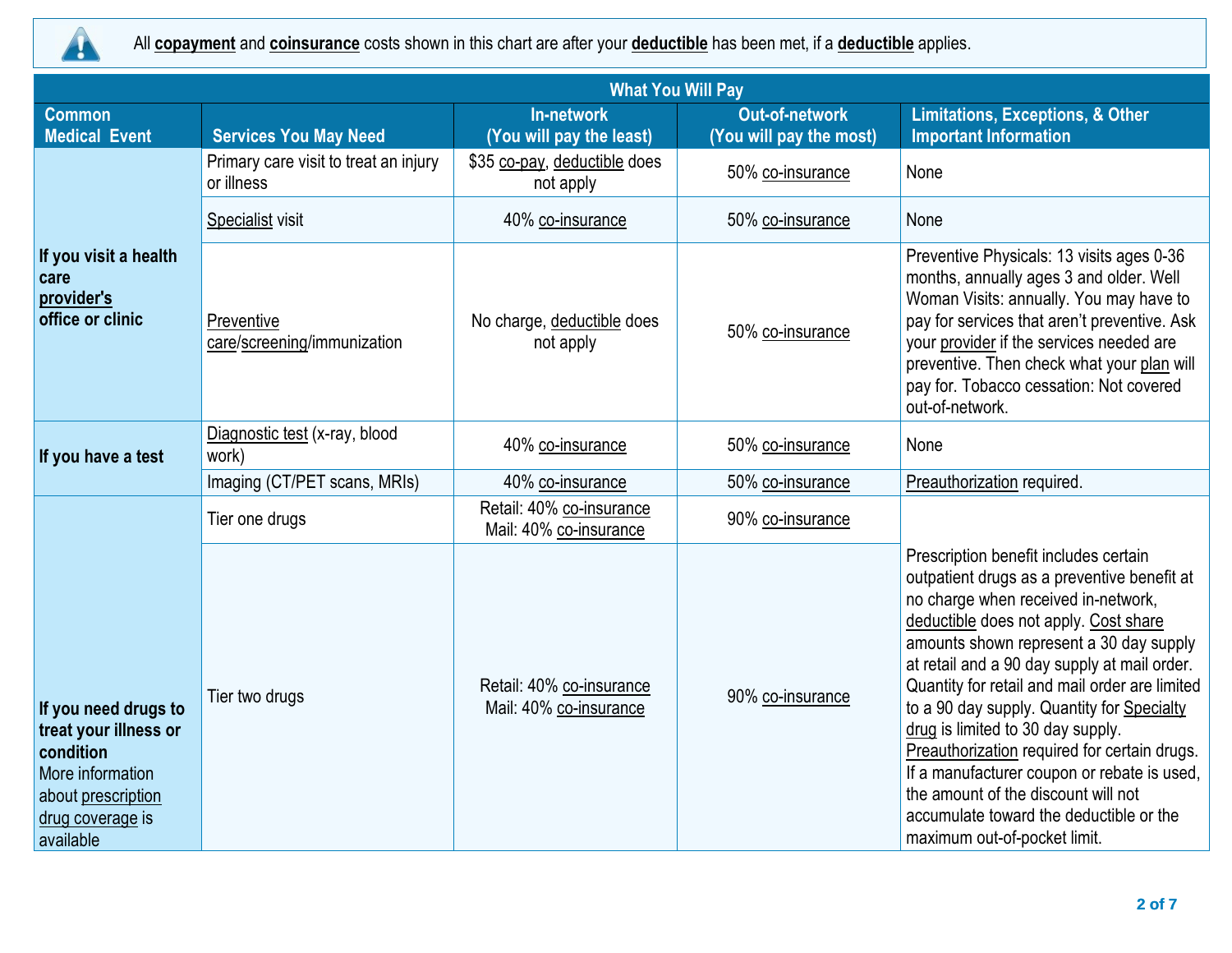All **copayment** and **coinsurance** costs shown in this chart are after your **deductible** has been met, if a **deductible** applies.

| Common Medical Event | Services You May Need | What You Will Pay In-network (You will pay the least) | What You Will Pay Out-of-network (You will pay the most) | Limitations, Exceptions, & Other Important Information |
|---|---|---|---|---|
| **If you visit a health care provider's office or clinic** | Primary care visit to treat an injury or illness | $35 co-pay, deductible does not apply | 50% co-insurance | None |
| | Specialist visit | 40% co-insurance | 50% co-insurance | None |
| | Preventive care/screening/immunization | No charge, deductible does not apply | 50% co-insurance | Preventive Physicals: 13 visits ages 0-36 months, annually ages 3 and older. Well Woman Visits: annually. You may have to pay for services that aren't preventive. Ask your provider if the services needed are preventive. Then check what your plan will pay for. Tobacco cessation: Not covered out-of-network. |
| **If you have a test** | Diagnostic test (x-ray, blood work) | 40% co-insurance | 50% co-insurance | None |
| | Imaging (CT/PET scans, MRIs) | 40% co-insurance | 50% co-insurance | Preauthorization required. |
| **If you need drugs to treat your illness or condition** More information about prescription drug coverage is available | Tier one drugs | Retail: 40% co-insurance Mail: 40% co-insurance | 90% co-insurance | Prescription benefit includes certain outpatient drugs as a preventive benefit at no charge when received in-network, deductible does not apply. Cost share amounts shown represent a 30 day supply at retail and a 90 day supply at mail order. Quantity for retail and mail order are limited to a 90 day supply. Quantity for Specialty drug is limited to 30 day supply. Preauthorization required for certain drugs. If a manufacturer coupon or rebate is used, the amount of the discount will not accumulate toward the deductible or the maximum out-of-pocket limit. |
| | Tier two drugs | Retail: 40% co-insurance Mail: 40% co-insurance | 90% co-insurance | |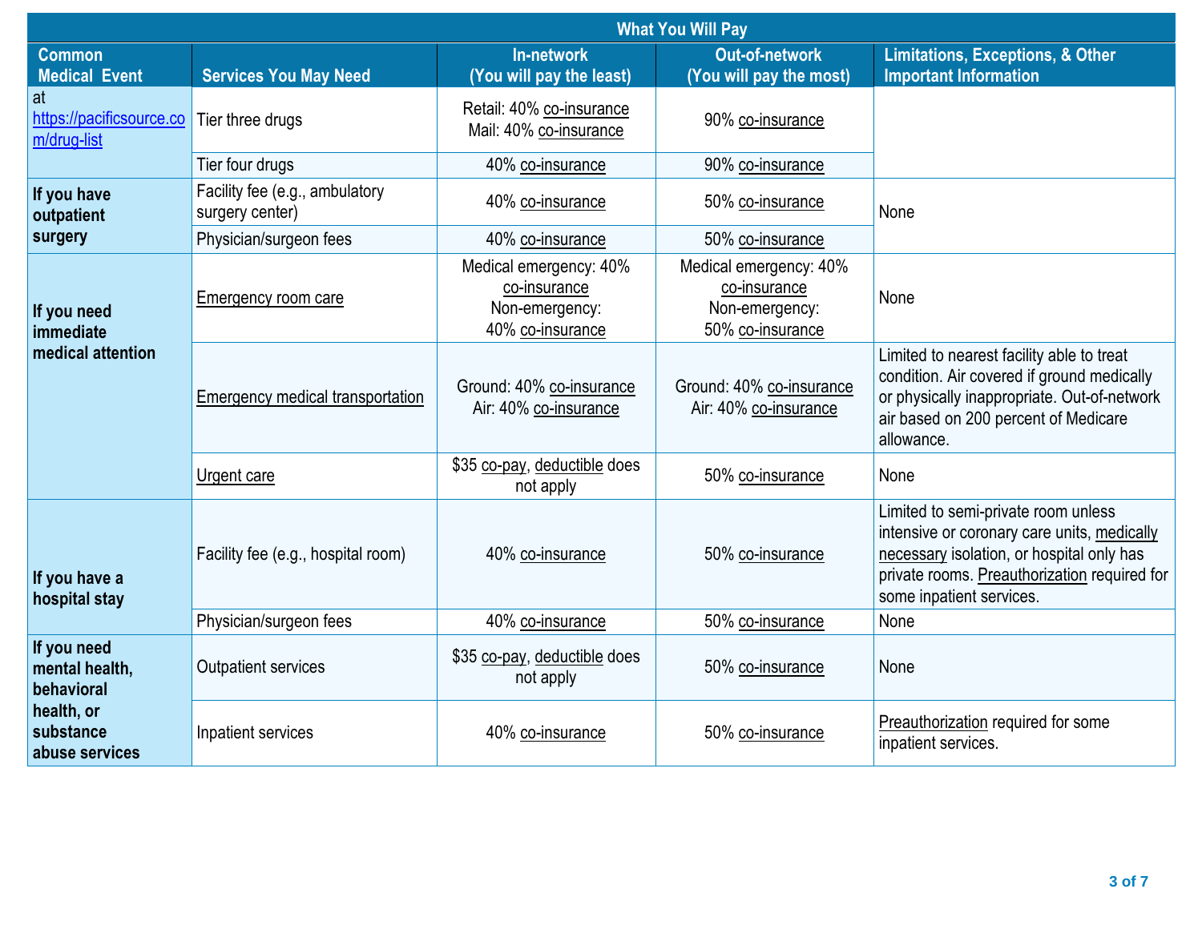| Common Medical Event | Services You May Need | What You Will Pay: In-network (You will pay the least) | What You Will Pay: Out-of-network (You will pay the most) | Limitations, Exceptions, & Other Important Information |
|---|---|---|---|---|
| at https://pacificsource.com/drug-list | Tier three drugs | Retail: 40% co-insurance<br>Mail: 40% co-insurance | 90% co-insurance | |
| | Tier four drugs | 40% co-insurance | 90% co-insurance | |
| **If you have outpatient surgery** | Facility fee (e.g., ambulatory surgery center) | 40% co-insurance | 50% co-insurance | None |
| | Physician/surgeon fees | 40% co-insurance | 50% co-insurance | |
| **If you need immediate medical attention** | Emergency room care | Medical emergency: 40% co-insurance<br>Non-emergency: 40% co-insurance | Medical emergency: 40% co-insurance<br>Non-emergency: 50% co-insurance | None |
| | Emergency medical transportation | Ground: 40% co-insurance<br>Air: 40% co-insurance | Ground: 40% co-insurance<br>Air: 40% co-insurance | Limited to nearest facility able to treat condition. Air covered if ground medically or physically inappropriate. Out-of-network air based on 200 percent of Medicare allowance. |
| | Urgent care | $35 co-pay, deductible does not apply | 50% co-insurance | None |
| **If you have a hospital stay** | Facility fee (e.g., hospital room) | 40% co-insurance | 50% co-insurance | Limited to semi-private room unless intensive or coronary care units, medically necessary isolation, or hospital only has private rooms. Preauthorization required for some inpatient services. |
| | Physician/surgeon fees | 40% co-insurance | 50% co-insurance | None |
| **If you need mental health, behavioral health, or substance abuse services** | Outpatient services | $35 co-pay, deductible does not apply | 50% co-insurance | None |
| | Inpatient services | 40% co-insurance | 50% co-insurance | Preauthorization required for some inpatient services. |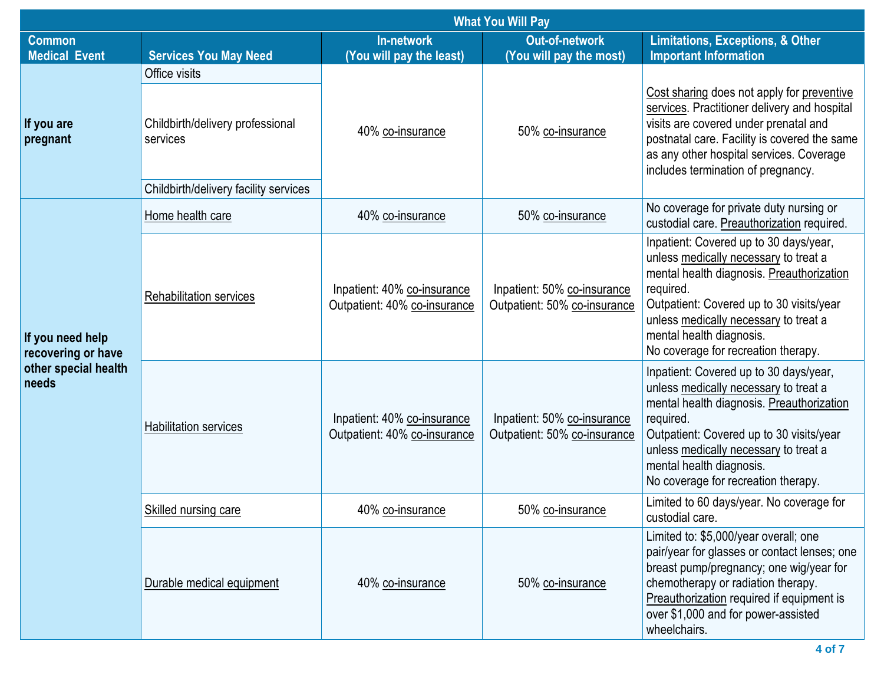| Common Medical Event | Services You May Need | What You Will Pay: In-network (You will pay the least) | What You Will Pay: Out-of-network (You will pay the most) | Limitations, Exceptions, & Other Important Information |
|---|---|---|---|---|
| If you are pregnant | Office visits | 40% co-insurance | 50% co-insurance | Cost sharing does not apply for preventive services. Practitioner delivery and hospital visits are covered under prenatal and postnatal care. Facility is covered the same as any other hospital services. Coverage includes termination of pregnancy. |
| | Childbirth/delivery professional services | | | |
| | Childbirth/delivery facility services | | | |
| If you need help recovering or have other special health needs | Home health care | 40% co-insurance | 50% co-insurance | No coverage for private duty nursing or custodial care. Preauthorization required. |
| | Rehabilitation services | Inpatient: 40% co-insurance<br>Outpatient: 40% co-insurance | Inpatient: 50% co-insurance<br>Outpatient: 50% co-insurance | Inpatient: Covered up to 30 days/year, unless medically necessary to treat a mental health diagnosis. Preauthorization required.<br>Outpatient: Covered up to 30 visits/year unless medically necessary to treat a mental health diagnosis.<br>No coverage for recreation therapy. |
| | Habilitation services | Inpatient: 40% co-insurance<br>Outpatient: 40% co-insurance | Inpatient: 50% co-insurance<br>Outpatient: 50% co-insurance | Inpatient: Covered up to 30 days/year, unless medically necessary to treat a mental health diagnosis. Preauthorization required.<br>Outpatient: Covered up to 30 visits/year unless medically necessary to treat a mental health diagnosis.<br>No coverage for recreation therapy. |
| | Skilled nursing care | 40% co-insurance | 50% co-insurance | Limited to 60 days/year. No coverage for custodial care. |
| | Durable medical equipment | 40% co-insurance | 50% co-insurance | Limited to: $5,000/year overall; one pair/year for glasses or contact lenses; one breast pump/pregnancy; one wig/year for chemotherapy or radiation therapy. Preauthorization required if equipment is over $1,000 and for power-assisted wheelchairs. |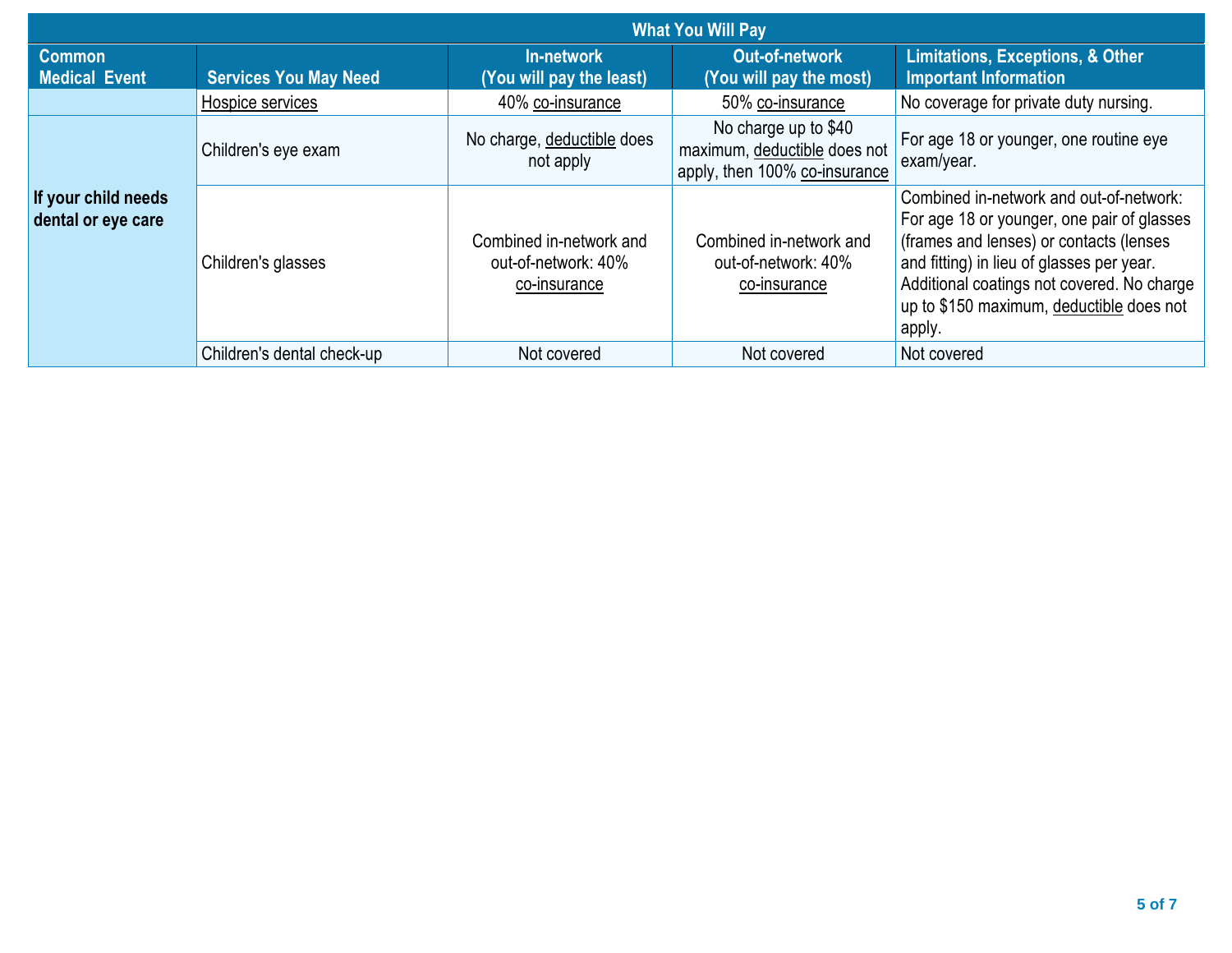| Common Medical Event | Services You May Need | What You Will Pay In-network (You will pay the least) | What You Will Pay Out-of-network (You will pay the most) | Limitations, Exceptions, & Other Important Information |
|---|---|---|---|---|
| | Hospice services | 40% co-insurance | 50% co-insurance | No coverage for private duty nursing. |
| If your child needs dental or eye care | Children's eye exam | No charge, deductible does not apply | No charge up to $40 maximum, deductible does not apply, then 100% co-insurance | For age 18 or younger, one routine eye exam/year. |
| | Children's glasses | Combined in-network and out-of-network: 40% co-insurance | Combined in-network and out-of-network: 40% co-insurance | Combined in-network and out-of-network: For age 18 or younger, one pair of glasses (frames and lenses) or contacts (lenses and fitting) in lieu of glasses per year. Additional coatings not covered. No charge up to $150 maximum, deductible does not apply. |
| | Children's dental check-up | Not covered | Not covered | Not covered |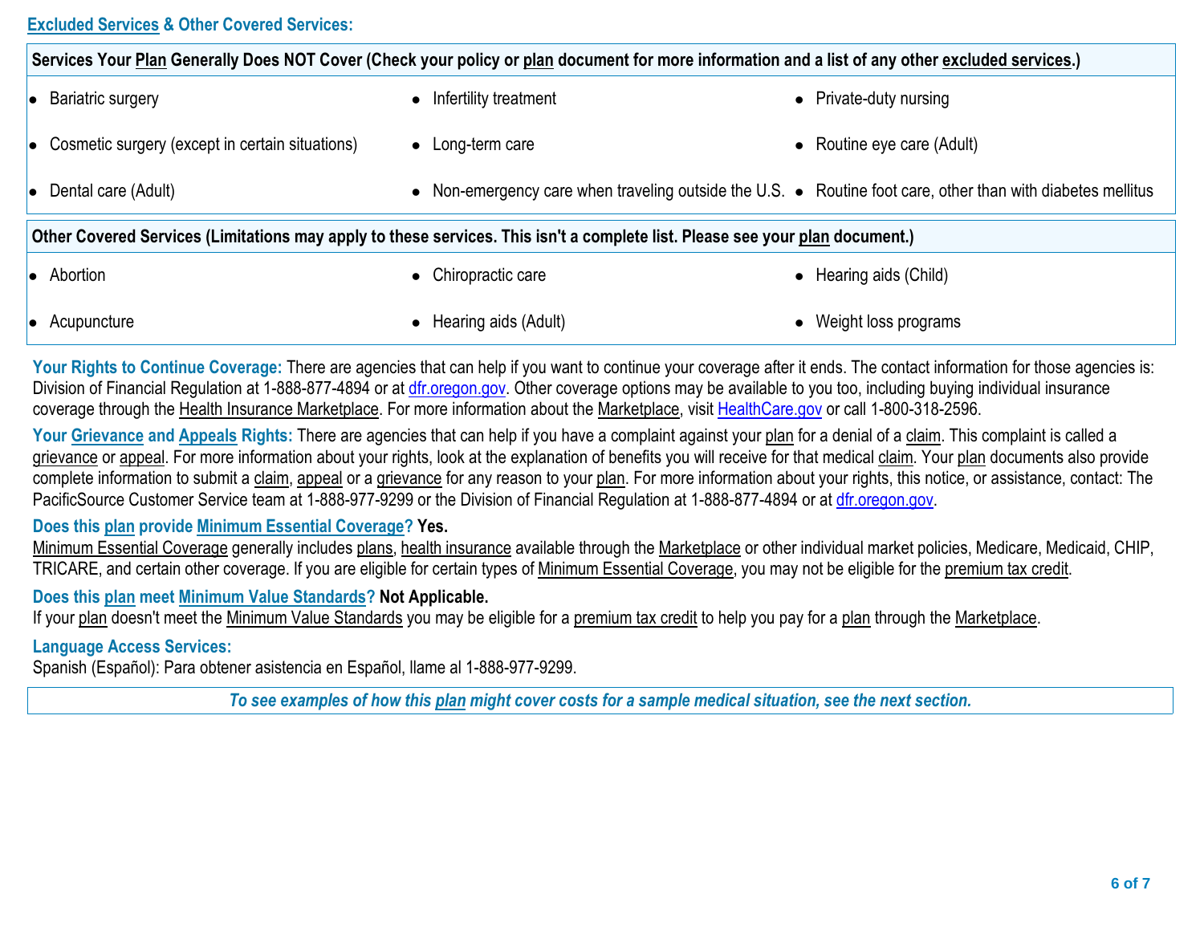## Excluded Services & Other Covered Services:

| Services Your Plan Generally Does NOT Cover (Check your policy or plan document for more information and a list of any other excluded services.) | | |
|---|---|---|
| • Bariatric surgery | • Infertility treatment | • Private-duty nursing |
| • Cosmetic surgery (except in certain situations) | • Long-term care | • Routine eye care (Adult) |
| • Dental care (Adult) | • Non-emergency care when traveling outside the U.S. | • Routine foot care, other than with diabetes mellitus |

| Other Covered Services (Limitations may apply to these services. This isn't a complete list. Please see your plan document.) | | |
|---|---|---|
| • Abortion | • Chiropractic care | • Hearing aids (Child) |
| • Acupuncture | • Hearing aids (Adult) | • Weight loss programs |

**Your Rights to Continue Coverage:** There are agencies that can help if you want to continue your coverage after it ends. The contact information for those agencies is: Division of Financial Regulation at 1-888-877-4894 or at dfr.oregon.gov. Other coverage options may be available to you too, including buying individual insurance coverage through the Health Insurance Marketplace. For more information about the Marketplace, visit HealthCare.gov or call 1-800-318-2596.

**Your Grievance and Appeals Rights:** There are agencies that can help if you have a complaint against your plan for a denial of a claim. This complaint is called a grievance or appeal. For more information about your rights, look at the explanation of benefits you will receive for that medical claim. Your plan documents also provide complete information to submit a claim, appeal or a grievance for any reason to your plan. For more information about your rights, this notice, or assistance, contact: The PacificSource Customer Service team at 1-888-977-9299 or the Division of Financial Regulation at 1-888-877-4894 or at dfr.oregon.gov.

**Does this plan provide Minimum Essential Coverage? Yes.**
Minimum Essential Coverage generally includes plans, health insurance available through the Marketplace or other individual market policies, Medicare, Medicaid, CHIP, TRICARE, and certain other coverage. If you are eligible for certain types of Minimum Essential Coverage, you may not be eligible for the premium tax credit.

**Does this plan meet Minimum Value Standards? Not Applicable.**
If your plan doesn't meet the Minimum Value Standards you may be eligible for a premium tax credit to help you pay for a plan through the Marketplace.

**Language Access Services:**
Spanish (Español): Para obtener asistencia en Español, llame al 1-888-977-9299.

***To see examples of how this plan might cover costs for a sample medical situation, see the next section.***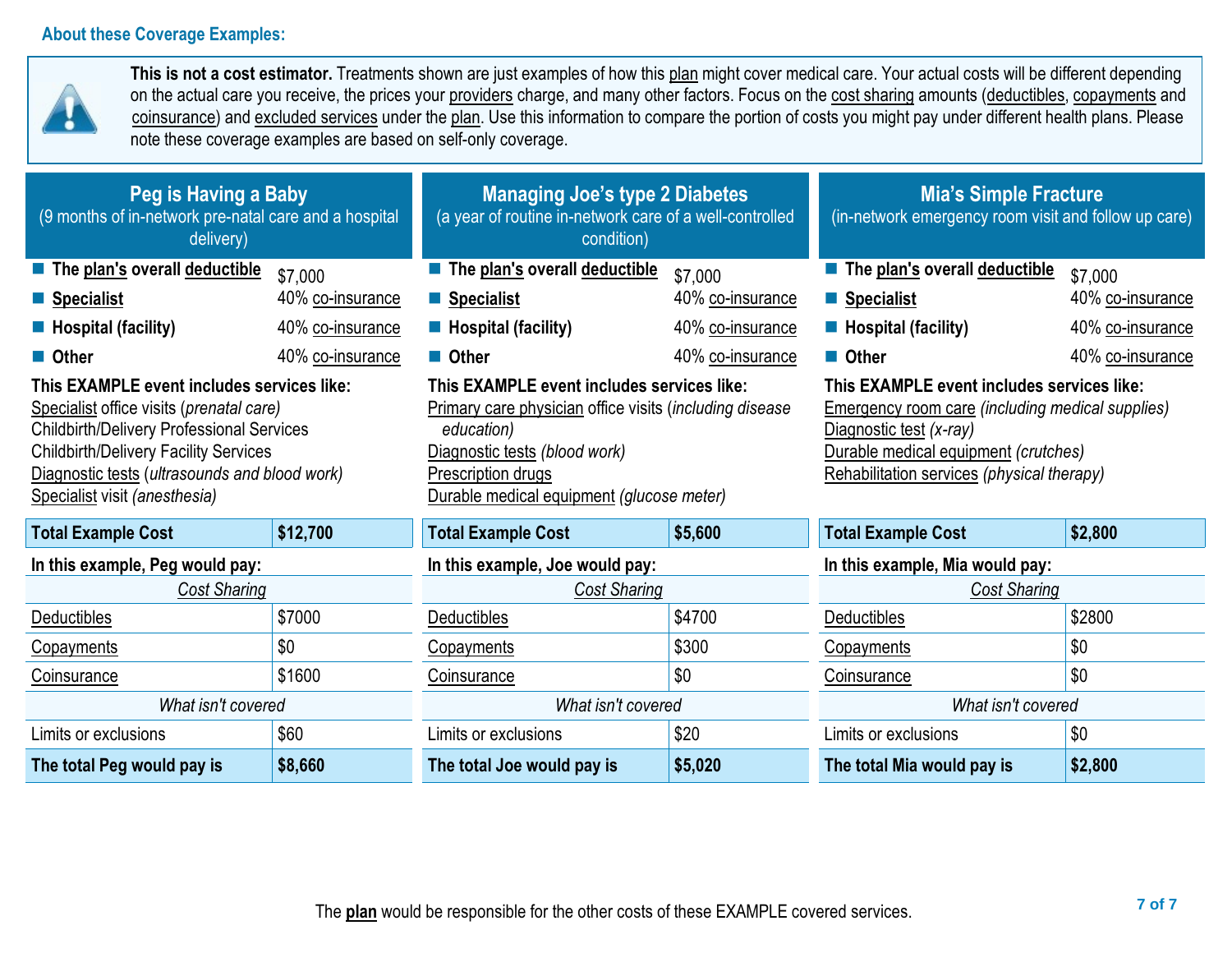### About these Coverage Examples:

**This is not a cost estimator.** Treatments shown are just examples of how this plan might cover medical care. Your actual costs will be different depending on the actual care you receive, the prices your providers charge, and many other factors. Focus on the cost sharing amounts (deductibles, copayments and coinsurance) and excluded services under the plan. Use this information to compare the portion of costs you might pay under different health plans. Please note these coverage examples are based on self-only coverage.

## Peg is Having a Baby

(9 months of in-network pre-natal care and a hospital delivery)

| | |
|---|---|
| **The plan's overall deductible** | $7,000 |
| **Specialist** | 40% co-insurance |
| **Hospital (facility)** | 40% co-insurance |
| **Other** | 40% co-insurance |

**This EXAMPLE event includes services like:**
Specialist office visits (*prenatal care)*
Childbirth/Delivery Professional Services
Childbirth/Delivery Facility Services
Diagnostic tests (*ultrasounds and blood work)*
Specialist visit (*anesthesia)*

| **Total Example Cost** | **$12,700** |
|---|---|
| **In this example, Peg would pay:** | |
| *Cost Sharing* | |
| Deductibles | $7000 |
| Copayments | $0 |
| Coinsurance | $1600 |
| *What isn't covered* | |
| Limits or exclusions | $60 |
| **The total Peg would pay is** | **$8,660** |

## Managing Joe's type 2 Diabetes

(a year of routine in-network care of a well-controlled condition)

| | |
|---|---|
| **The plan's overall deductible** | $7,000 |
| **Specialist** | 40% co-insurance |
| **Hospital (facility)** | 40% co-insurance |
| **Other** | 40% co-insurance |

**This EXAMPLE event includes services like:**
Primary care physician office visits (*including disease education)*
Diagnostic tests (*blood work)*
Prescription drugs
Durable medical equipment (*glucose meter)*

| **Total Example Cost** | **$5,600** |
|---|---|
| **In this example, Joe would pay:** | |
| *Cost Sharing* | |
| Deductibles | $4700 |
| Copayments | $300 |
| Coinsurance | $0 |
| *What isn't covered* | |
| Limits or exclusions | $20 |
| **The total Joe would pay is** | **$5,020** |

## Mia's Simple Fracture

(in-network emergency room visit and follow up care)

| | |
|---|---|
| **The plan's overall deductible** | $7,000 |
| **Specialist** | 40% co-insurance |
| **Hospital (facility)** | 40% co-insurance |
| **Other** | 40% co-insurance |

**This EXAMPLE event includes services like:**
Emergency room care *(including medical supplies)*
Diagnostic test *(x-ray)*
Durable medical equipment *(crutches)*
Rehabilitation services *(physical therapy)*

| **Total Example Cost** | **$2,800** |
|---|---|
| **In this example, Mia would pay:** | |
| *Cost Sharing* | |
| Deductibles | $2800 |
| Copayments | $0 |
| Coinsurance | $0 |
| *What isn't covered* | |
| Limits or exclusions | $0 |
| **The total Mia would pay is** | **$2,800** |

The **plan** would be responsible for the other costs of these EXAMPLE covered services.